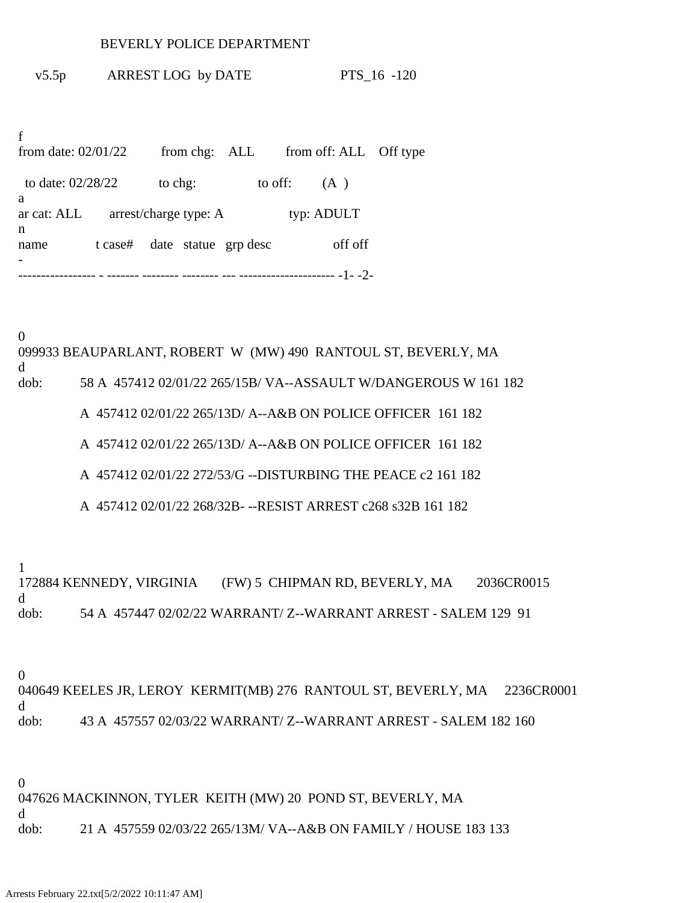BEVERLY POLICE DEPARTMENT

v5.5p ARREST LOG by DATE PTS_16 -120

f
from date: 02/01/22 from chg: ALL from off: ALL Off type

to date: 02/28/22 to chg: to off: (A )
a
ar cat: ALL arrest/charge type: A typ: ADULT
n
name t case# date statue grp desc off off
-
----------------- - ------- -------- -------- --- --------------------- -1- -2-

0
099933 BEAUPARLANT, ROBERT W (MW) 490 RANTOUL ST, BEVERLY, MA
d
dob: 58 A 457412 02/01/22 265/15B/ VA--ASSAULT W/DANGEROUS W 161 182

A 457412 02/01/22 265/13D/ A--A&B ON POLICE OFFICER 161 182

A 457412 02/01/22 265/13D/ A--A&B ON POLICE OFFICER 161 182

A 457412 02/01/22 272/53/G --DISTURBING THE PEACE c2 161 182

A 457412 02/01/22 268/32B- --RESIST ARREST c268 s32B 161 182

1
172884 KENNEDY, VIRGINIA (FW) 5 CHIPMAN RD, BEVERLY, MA 2036CR0015
d
dob: 54 A 457447 02/02/22 WARRANT/ Z--WARRANT ARREST - SALEM 129 91

0
040649 KEELES JR, LEROY KERMIT(MB) 276 RANTOUL ST, BEVERLY, MA 2236CR0001
d
dob: 43 A 457557 02/03/22 WARRANT/ Z--WARRANT ARREST - SALEM 182 160

0
047626 MACKINNON, TYLER KEITH (MW) 20 POND ST, BEVERLY, MA
d
dob: 21 A 457559 02/03/22 265/13M/ VA--A&B ON FAMILY / HOUSE 183 133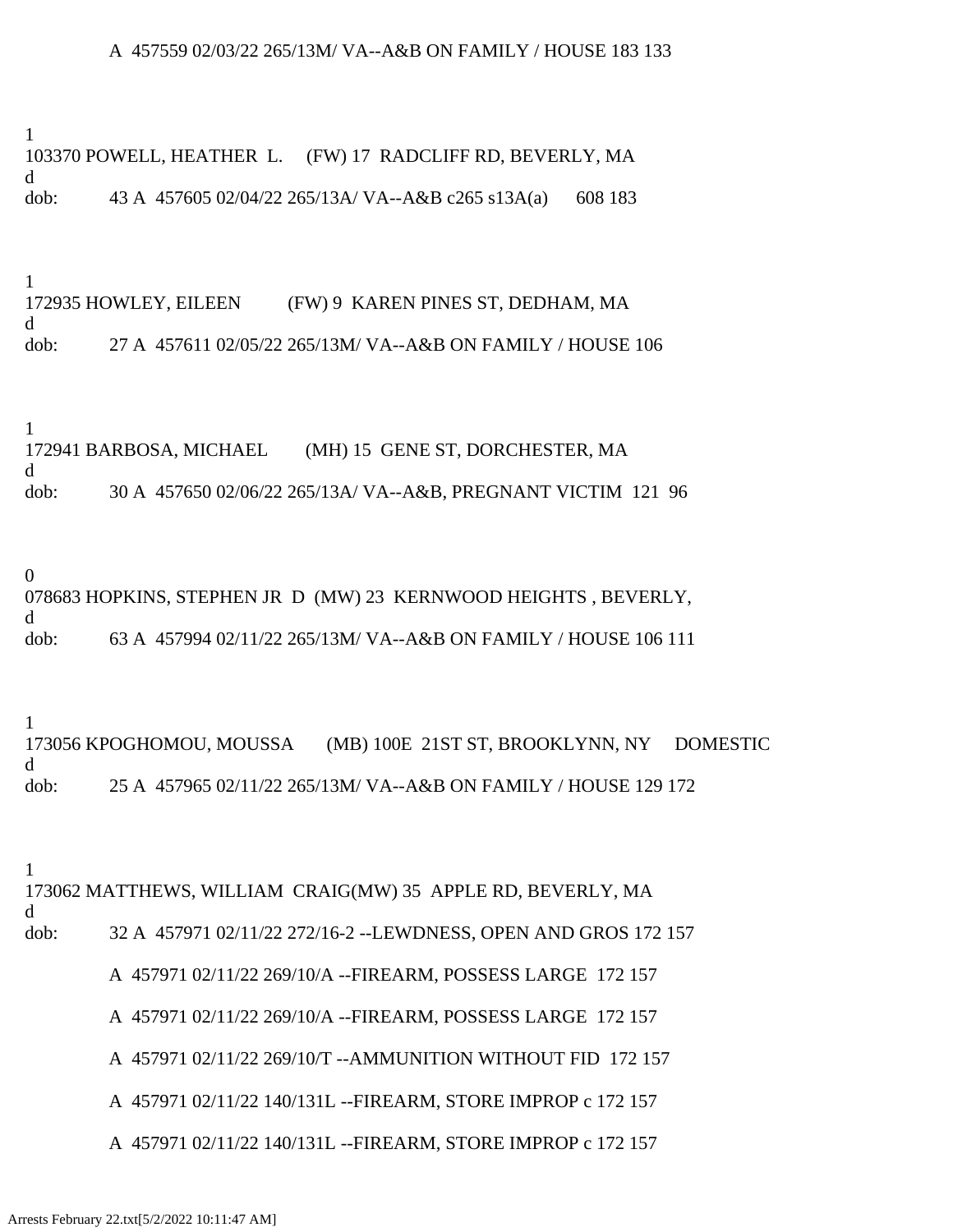A 457559 02/03/22 265/13M/ VA--A&B ON FAMILY / HOUSE 183 133

1
103370 POWELL, HEATHER L. (FW) 17 RADCLIFF RD, BEVERLY, MA
d
dob: 43 A 457605 02/04/22 265/13A/ VA--A&B c265 s13A(a) 608 183

1
172935 HOWLEY, EILEEN (FW) 9 KAREN PINES ST, DEDHAM, MA
d
dob: 27 A 457611 02/05/22 265/13M/ VA--A&B ON FAMILY / HOUSE 106

1
172941 BARBOSA, MICHAEL (MH) 15 GENE ST, DORCHESTER, MA
d
dob: 30 A 457650 02/06/22 265/13A/ VA--A&B, PREGNANT VICTIM 121 96

0
078683 HOPKINS, STEPHEN JR D (MW) 23 KERNWOOD HEIGHTS , BEVERLY,
d
dob: 63 A 457994 02/11/22 265/13M/ VA--A&B ON FAMILY / HOUSE 106 111

1
173056 KPOGHOMOU, MOUSSA (MB) 100E 21ST ST, BROOKLYNN, NY DOMESTIC
d
dob: 25 A 457965 02/11/22 265/13M/ VA--A&B ON FAMILY / HOUSE 129 172

1
173062 MATTHEWS, WILLIAM CRAIG(MW) 35 APPLE RD, BEVERLY, MA
d
dob: 32 A 457971 02/11/22 272/16-2 --LEWDNESS, OPEN AND GROS 172 157

A 457971 02/11/22 269/10/A --FIREARM, POSSESS LARGE 172 157

A 457971 02/11/22 269/10/A --FIREARM, POSSESS LARGE 172 157

A 457971 02/11/22 269/10/T --AMMUNITION WITHOUT FID 172 157

A 457971 02/11/22 140/131L --FIREARM, STORE IMPROP c 172 157

A 457971 02/11/22 140/131L --FIREARM, STORE IMPROP c 172 157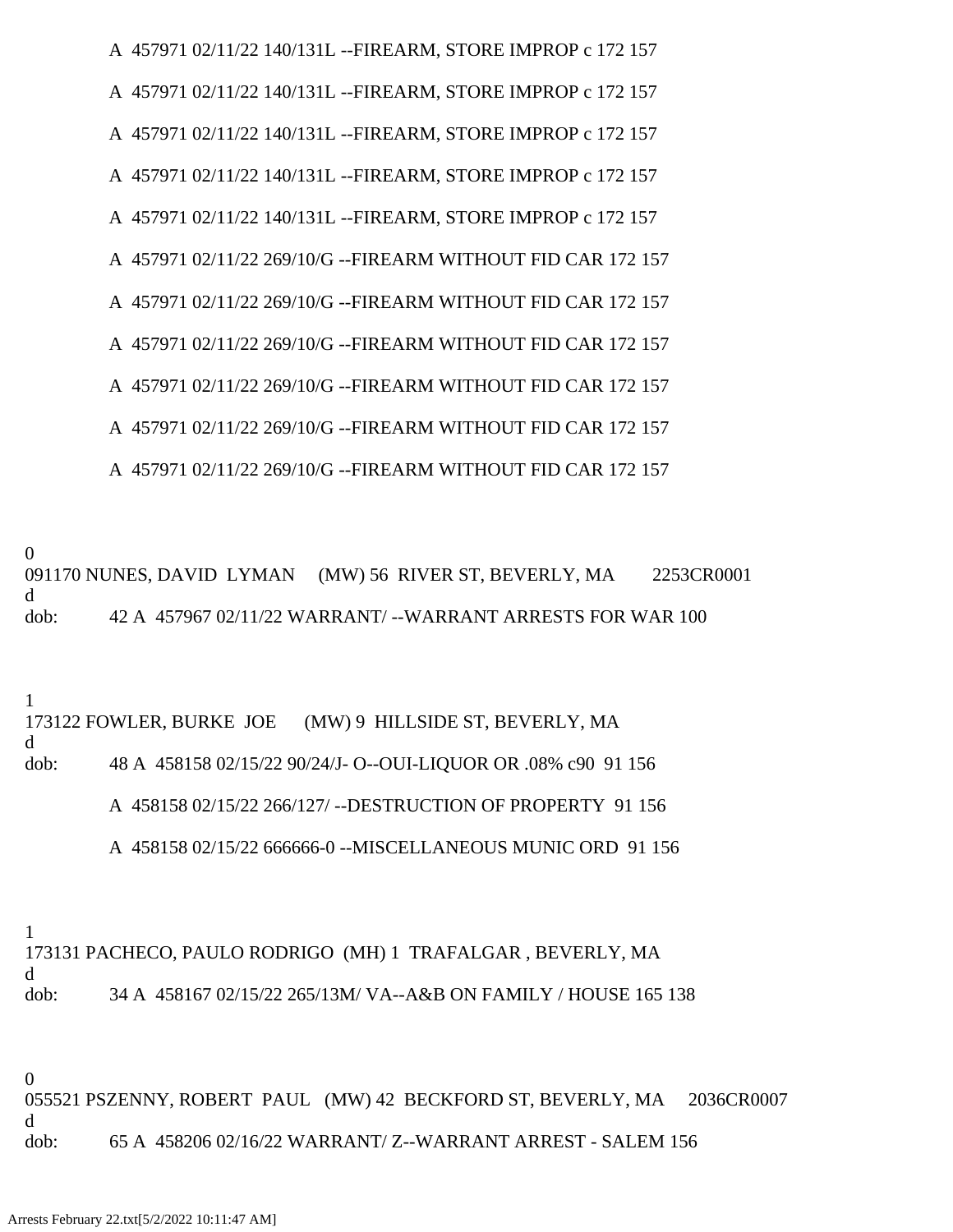A  457971 02/11/22 140/131L --FIREARM, STORE IMPROP c 172 157

A  457971 02/11/22 140/131L --FIREARM, STORE IMPROP c 172 157

A  457971 02/11/22 140/131L --FIREARM, STORE IMPROP c 172 157

A  457971 02/11/22 140/131L --FIREARM, STORE IMPROP c 172 157

A  457971 02/11/22 140/131L --FIREARM, STORE IMPROP c 172 157

A  457971 02/11/22 269/10/G --FIREARM WITHOUT FID CAR 172 157

A  457971 02/11/22 269/10/G --FIREARM WITHOUT FID CAR 172 157

A  457971 02/11/22 269/10/G --FIREARM WITHOUT FID CAR 172 157

A  457971 02/11/22 269/10/G --FIREARM WITHOUT FID CAR 172 157

A  457971 02/11/22 269/10/G --FIREARM WITHOUT FID CAR 172 157

A  457971 02/11/22 269/10/G --FIREARM WITHOUT FID CAR 172 157

0
091170 NUNES, DAVID  LYMAN     (MW) 56  RIVER ST, BEVERLY, MA        2253CR0001
d
dob:          42 A  457967 02/11/22 WARRANT/ --WARRANT ARRESTS FOR WAR 100

1
173122 FOWLER, BURKE  JOE      (MW) 9  HILLSIDE ST, BEVERLY, MA
d
dob:          48 A  458158 02/15/22 90/24/J- O--OUI-LIQUOR OR .08% c90  91 156

A  458158 02/15/22 266/127/ --DESTRUCTION OF PROPERTY  91 156

A  458158 02/15/22 666666-0 --MISCELLANEOUS MUNIC ORD  91 156

1
173131 PACHECO, PAULO RODRIGO  (MH) 1  TRAFALGAR , BEVERLY, MA
d
dob:          34 A  458167 02/15/22 265/13M/ VA--A&B ON FAMILY / HOUSE 165 138

0
055521 PSZENNY, ROBERT  PAUL   (MW) 42  BECKFORD ST, BEVERLY, MA     2036CR0007
d
dob:          65 A  458206 02/16/22 WARRANT/ Z--WARRANT ARREST - SALEM 156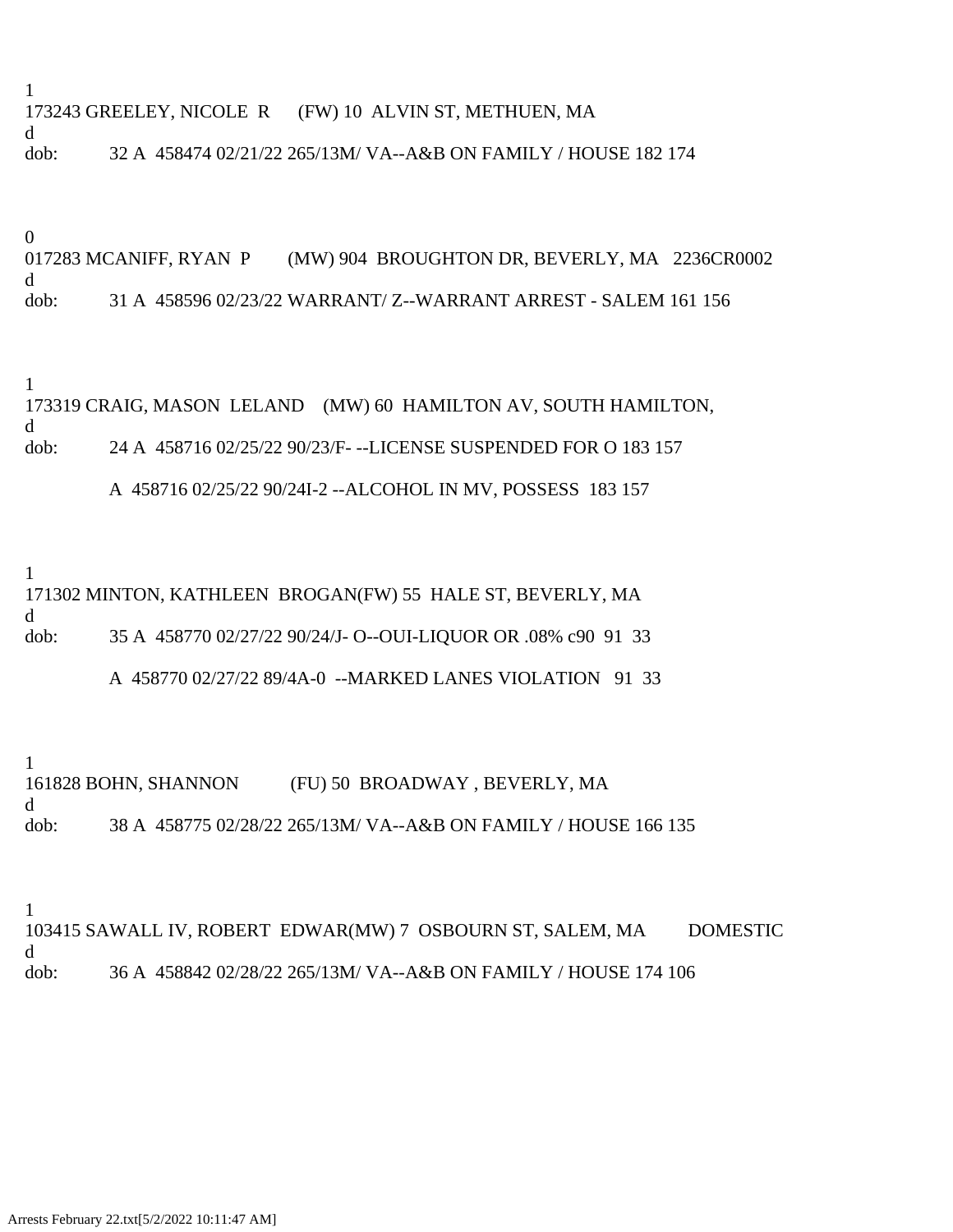1
173243 GREELEY, NICOLE R (FW) 10 ALVIN ST, METHUEN, MA
d
dob: 32 A 458474 02/21/22 265/13M/ VA--A&B ON FAMILY / HOUSE 182 174

0
017283 MCANIFF, RYAN P (MW) 904 BROUGHTON DR, BEVERLY, MA 2236CR0002
d
dob: 31 A 458596 02/23/22 WARRANT/ Z--WARRANT ARREST - SALEM 161 156

1
173319 CRAIG, MASON LELAND (MW) 60 HAMILTON AV, SOUTH HAMILTON,
d
dob: 24 A 458716 02/25/22 90/23/F- --LICENSE SUSPENDED FOR O 183 157

A 458716 02/25/22 90/24I-2 --ALCOHOL IN MV, POSSESS 183 157

1
171302 MINTON, KATHLEEN BROGAN(FW) 55 HALE ST, BEVERLY, MA
d
dob: 35 A 458770 02/27/22 90/24/J- O--OUI-LIQUOR OR .08% c90 91 33

A 458770 02/27/22 89/4A-0 --MARKED LANES VIOLATION 91 33

1
161828 BOHN, SHANNON (FU) 50 BROADWAY , BEVERLY, MA
d
dob: 38 A 458775 02/28/22 265/13M/ VA--A&B ON FAMILY / HOUSE 166 135

1
103415 SAWALL IV, ROBERT EDWAR(MW) 7 OSBOURN ST, SALEM, MA DOMESTIC
d
dob: 36 A 458842 02/28/22 265/13M/ VA--A&B ON FAMILY / HOUSE 174 106